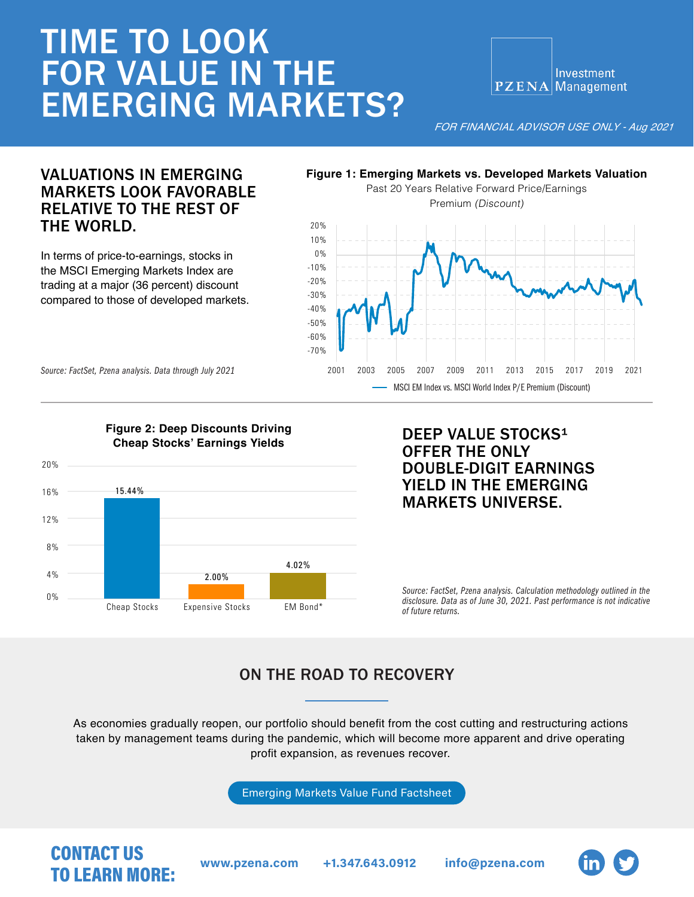# TIME TO LOOK FOR VALUE IN THE EMERGING MARKETS?

PZENA Investment Management

*FOR FINANCIAL ADVISOR USE ONLY - Aug 2021*

## VALUATIONS IN EMERGING MARKETS LOOK FAVORABLE RELATIVE TO THE REST OF THE WORLD.

In terms of price-to-earnings, stocks in the MSCI Emerging Markets Index are trading at a major (36 percent) discount compared to those of developed markets.

*Source: FactSet, Pzena analysis. Data through July 2021*

**Figure 1: Emerging Markets vs. Developed Markets Valuation**

Past 20 Years Relative Forward Price/Earnings Premium *(Discount)*

MSCI EM Index vs. MSCI World Index P/E Premium (Discount)

**Figure 2: Deep Discounts Driving Cheap Stocks' Earnings Yields**

| | Cheap Stocks | Expensive Stocks | EM Bond* |
|---|---|---|---|
| Earnings Yield | 15.44% | 2.00% | 4.02% |

## DEEP VALUE STOCKS[1] OFFER THE ONLY DOUBLE-DIGIT EARNINGS YIELD IN THE EMERGING MARKETS UNIVERSE.

*Source: FactSet, Pzena analysis. Calculation methodology outlined in the disclosure. Data as of June 30, 2021. Past performance is not indicative of future returns.*

## ON THE ROAD TO RECOVERY

As economies gradually reopen, our portfolio should benefit from the cost cutting and restructuring actions taken by management teams during the pandemic, which will become more apparent and drive operating profit expansion, as revenues recover.

Emerging Markets Value Fund Factsheet

## CONTACT US TO LEARN MORE:

www.pzena.com    +1.347.643.0912    info@pzena.com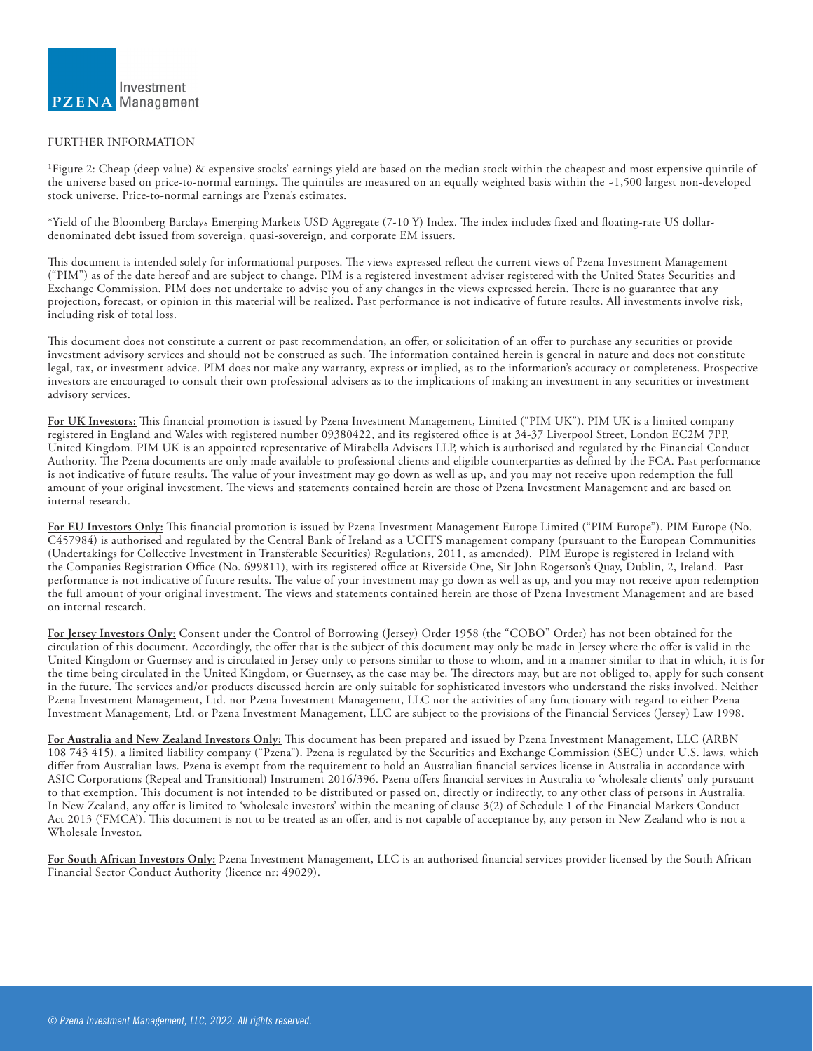FURTHER INFORMATION

[1]Figure 2: Cheap (deep value) & expensive stocks' earnings yield are based on the median stock within the cheapest and most expensive quintile of the universe based on price-to-normal earnings. The quintiles are measured on an equally weighted basis within the ~1,500 largest non-developed stock universe. Price-to-normal earnings are Pzena's estimates.

*Yield of the Bloomberg Barclays Emerging Markets USD Aggregate (7-10 Y) Index. The index includes fixed and floating-rate US dollar-denominated debt issued from sovereign, quasi-sovereign, and corporate EM issuers.

This document is intended solely for informational purposes. The views expressed reflect the current views of Pzena Investment Management ("PIM") as of the date hereof and are subject to change. PIM is a registered investment adviser registered with the United States Securities and Exchange Commission. PIM does not undertake to advise you of any changes in the views expressed herein. There is no guarantee that any projection, forecast, or opinion in this material will be realized. Past performance is not indicative of future results. All investments involve risk, including risk of total loss.

This document does not constitute a current or past recommendation, an offer, or solicitation of an offer to purchase any securities or provide investment advisory services and should not be construed as such. The information contained herein is general in nature and does not constitute legal, tax, or investment advice. PIM does not make any warranty, express or implied, as to the information's accuracy or completeness. Prospective investors are encouraged to consult their own professional advisers as to the implications of making an investment in any securities or investment advisory services.

**For UK Investors:** This financial promotion is issued by Pzena Investment Management, Limited ("PIM UK"). PIM UK is a limited company registered in England and Wales with registered number 09380422, and its registered office is at 34-37 Liverpool Street, London EC2M 7PP, United Kingdom. PIM UK is an appointed representative of Mirabella Advisers LLP, which is authorised and regulated by the Financial Conduct Authority. The Pzena documents are only made available to professional clients and eligible counterparties as defined by the FCA. Past performance is not indicative of future results. The value of your investment may go down as well as up, and you may not receive upon redemption the full amount of your original investment. The views and statements contained herein are those of Pzena Investment Management and are based on internal research.

**For EU Investors Only:** This financial promotion is issued by Pzena Investment Management Europe Limited ("PIM Europe"). PIM Europe (No. C457984) is authorised and regulated by the Central Bank of Ireland as a UCITS management company (pursuant to the European Communities (Undertakings for Collective Investment in Transferable Securities) Regulations, 2011, as amended). PIM Europe is registered in Ireland with the Companies Registration Office (No. 699811), with its registered office at Riverside One, Sir John Rogerson's Quay, Dublin, 2, Ireland. Past performance is not indicative of future results. The value of your investment may go down as well as up, and you may not receive upon redemption the full amount of your original investment. The views and statements contained herein are those of Pzena Investment Management and are based on internal research.

**For Jersey Investors Only:** Consent under the Control of Borrowing (Jersey) Order 1958 (the "COBO" Order) has not been obtained for the circulation of this document. Accordingly, the offer that is the subject of this document may only be made in Jersey where the offer is valid in the United Kingdom or Guernsey and is circulated in Jersey only to persons similar to those to whom, and in a manner similar to that in which, it is for the time being circulated in the United Kingdom, or Guernsey, as the case may be. The directors may, but are not obliged to, apply for such consent in the future. The services and/or products discussed herein are only suitable for sophisticated investors who understand the risks involved. Neither Pzena Investment Management, Ltd. nor Pzena Investment Management, LLC nor the activities of any functionary with regard to either Pzena Investment Management, Ltd. or Pzena Investment Management, LLC are subject to the provisions of the Financial Services (Jersey) Law 1998.

**For Australia and New Zealand Investors Only:** This document has been prepared and issued by Pzena Investment Management, LLC (ARBN 108 743 415), a limited liability company ("Pzena"). Pzena is regulated by the Securities and Exchange Commission (SEC) under U.S. laws, which differ from Australian laws. Pzena is exempt from the requirement to hold an Australian financial services license in Australia in accordance with ASIC Corporations (Repeal and Transitional) Instrument 2016/396. Pzena offers financial services in Australia to 'wholesale clients' only pursuant to that exemption. This document is not intended to be distributed or passed on, directly or indirectly, to any other class of persons in Australia. In New Zealand, any offer is limited to 'wholesale investors' within the meaning of clause 3(2) of Schedule 1 of the Financial Markets Conduct Act 2013 ('FMCA'). This document is not to be treated as an offer, and is not capable of acceptance by, any person in New Zealand who is not a Wholesale Investor.

**For South African Investors Only:** Pzena Investment Management, LLC is an authorised financial services provider licensed by the South African Financial Sector Conduct Authority (licence nr: 49029).

*© Pzena Investment Management, LLC, 2022. All rights reserved.*